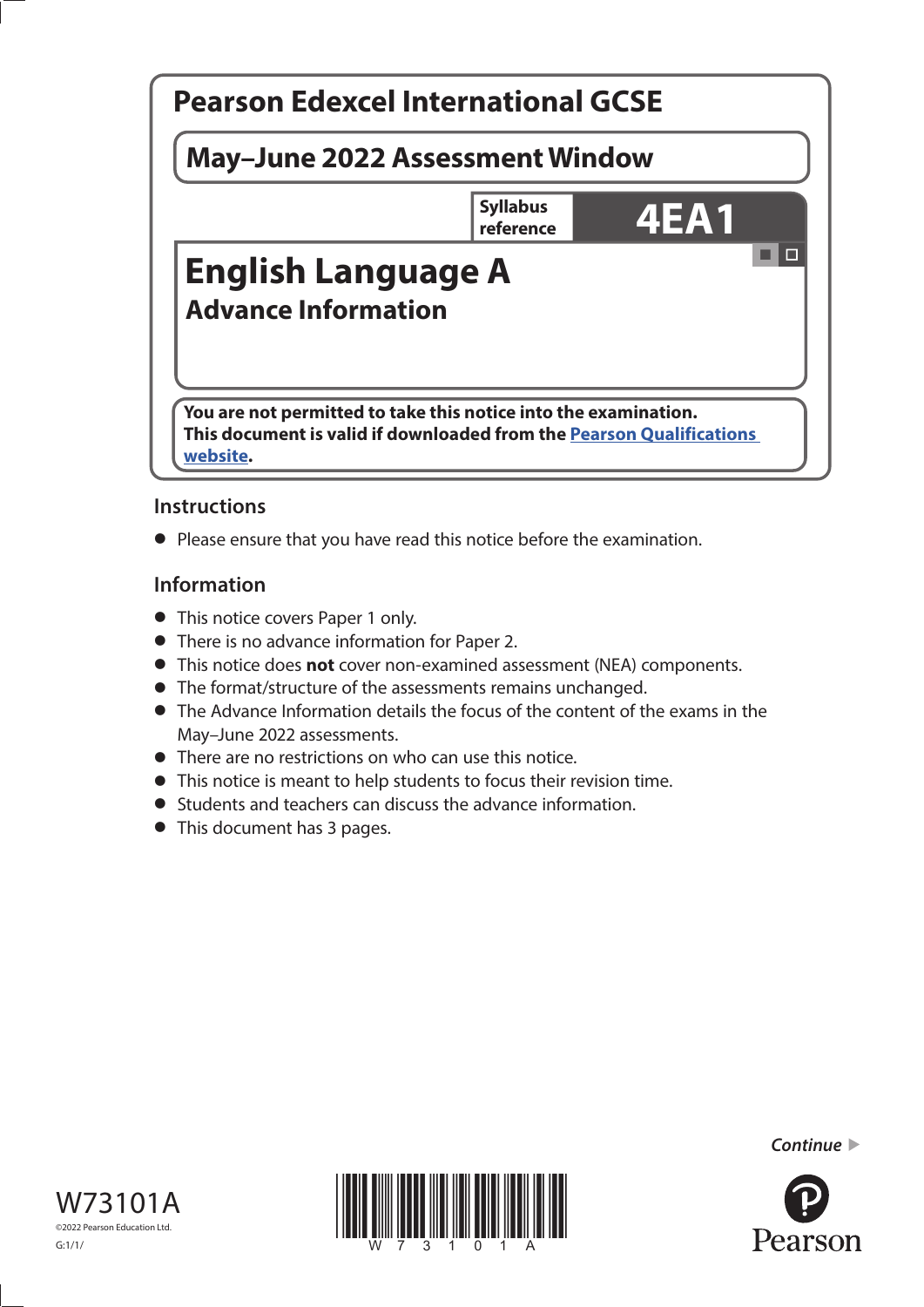# Pearson Edexcel International GCSE

## May–June 2022 Assessment Window

Syllabus reference **4EA1**

# English Language A

## Advance Information

**You are not permitted to take this notice into the examination.**
**This document is valid if downloaded from the Pearson Qualifications website.**

### Instructions

- Please ensure that you have read this notice before the examination.

### Information

- This notice covers Paper 1 only.
- There is no advance information for Paper 2.
- This notice does **not** cover non-examined assessment (NEA) components.
- The format/structure of the assessments remains unchanged.
- The Advance Information details the focus of the content of the exams in the May–June 2022 assessments.
- There are no restrictions on who can use this notice.
- This notice is meant to help students to focus their revision time.
- Students and teachers can discuss the advance information.
- This document has 3 pages.

*Continue* ▶

W73101A

©2022 Pearson Education Ltd.

G:1/1/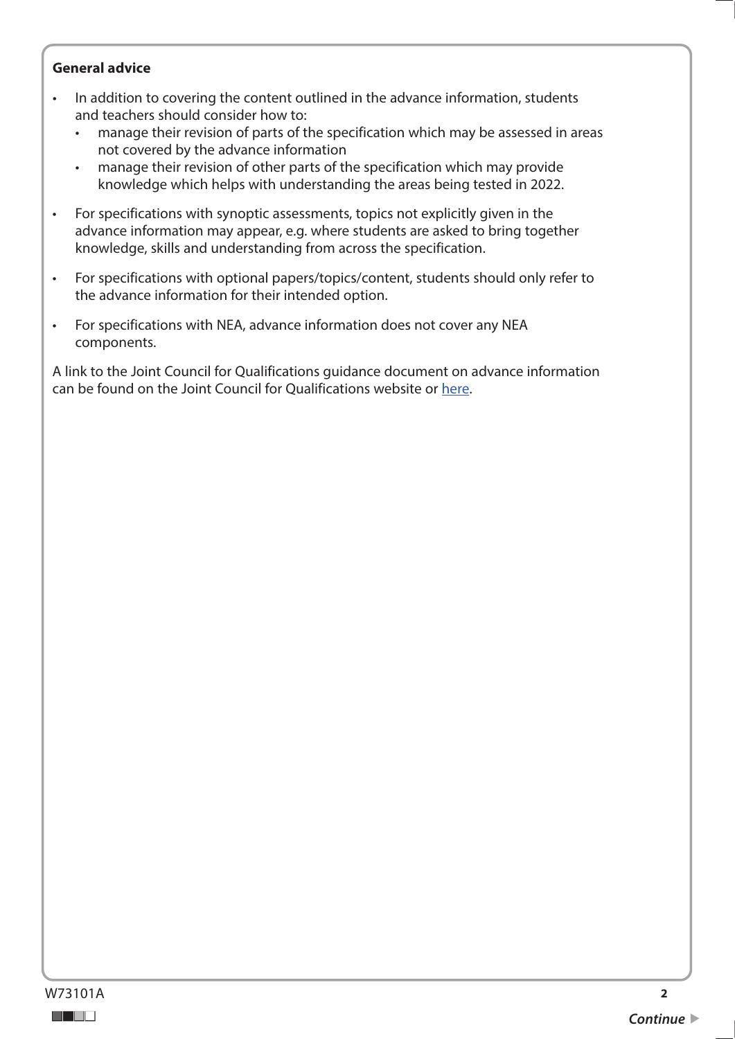**General advice**

- In addition to covering the content outlined in the advance information, students and teachers should consider how to:
  - manage their revision of parts of the specification which may be assessed in areas not covered by the advance information
  - manage their revision of other parts of the specification which may provide knowledge which helps with understanding the areas being tested in 2022.
- For specifications with synoptic assessments, topics not explicitly given in the advance information may appear, e.g. where students are asked to bring together knowledge, skills and understanding from across the specification.
- For specifications with optional papers/topics/content, students should only refer to the advance information for their intended option.
- For specifications with NEA, advance information does not cover any NEA components.

A link to the Joint Council for Qualifications guidance document on advance information can be found on the Joint Council for Qualifications website or here.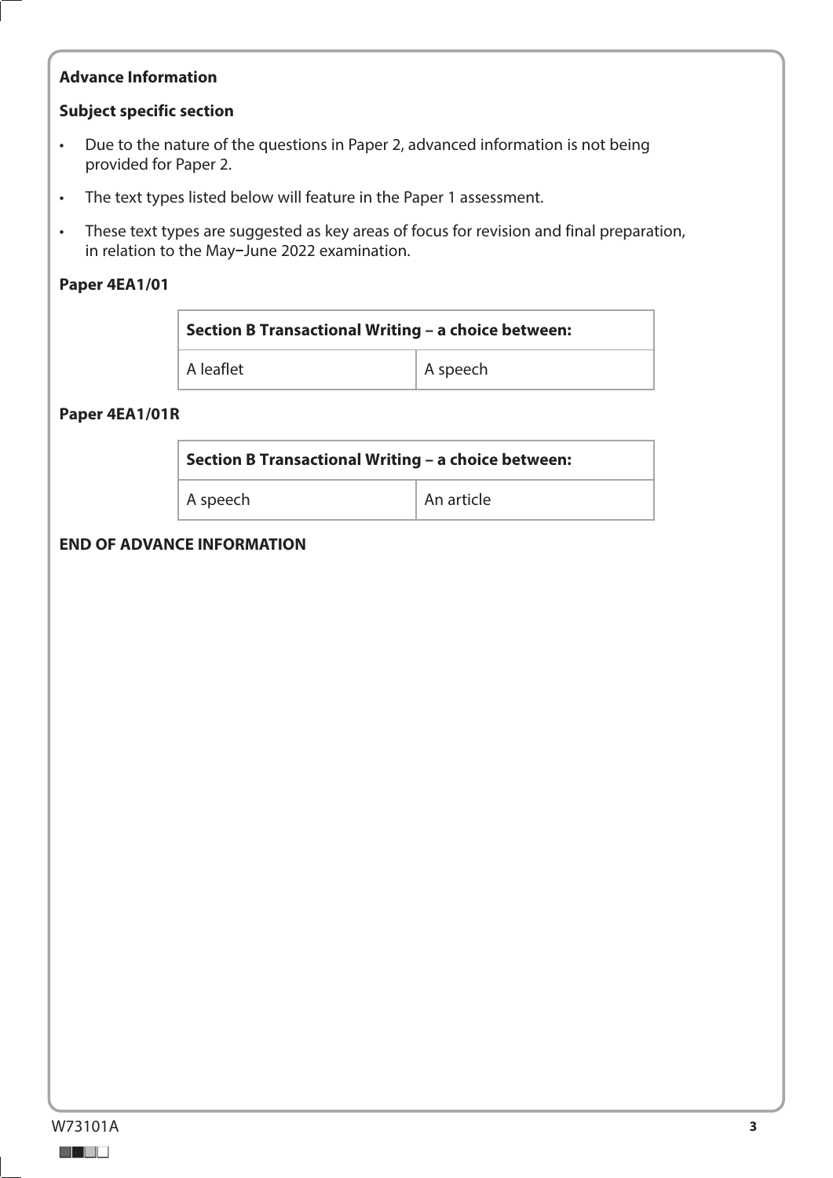**Advance Information**

**Subject specific section**

- Due to the nature of the questions in Paper 2, advanced information is not being provided for Paper 2.
- The text types listed below will feature in the Paper 1 assessment.
- These text types are suggested as key areas of focus for revision and final preparation, in relation to the May–June 2022 examination.

**Paper 4EA1/01**

| **Section B Transactional Writing – a choice between:** | |
|---|---|
| A leaflet | A speech |

**Paper 4EA1/01R**

| **Section B Transactional Writing – a choice between:** | |
|---|---|
| A speech | An article |

**END OF ADVANCE INFORMATION**